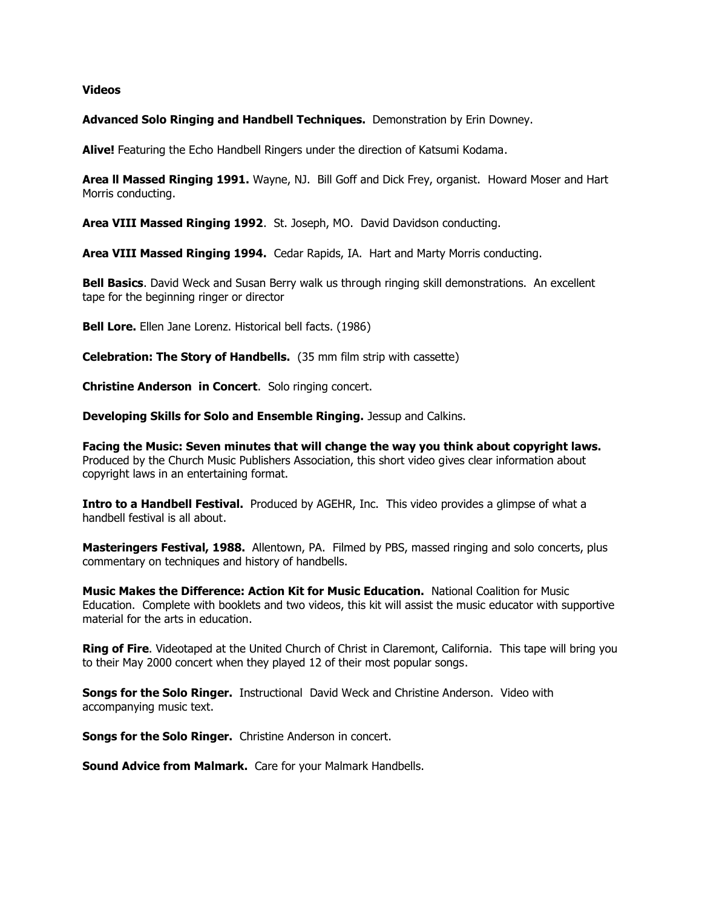**Videos**

**Advanced Solo Ringing and Handbell Techniques.** Demonstration by Erin Downey.

**Alive!** Featuring the Echo Handbell Ringers under the direction of Katsumi Kodama.

**Area ll Massed Ringing 1991.** Wayne, NJ. Bill Goff and Dick Frey, organist. Howard Moser and Hart Morris conducting.

**Area VIII Massed Ringing 1992**. St. Joseph, MO. David Davidson conducting.

**Area VIII Massed Ringing 1994.** Cedar Rapids, IA. Hart and Marty Morris conducting.

**Bell Basics**. David Weck and Susan Berry walk us through ringing skill demonstrations. An excellent tape for the beginning ringer or director

**Bell Lore.** Ellen Jane Lorenz. Historical bell facts. (1986)

**Celebration: The Story of Handbells.** (35 mm film strip with cassette)

**Christine Anderson in Concert**. Solo ringing concert.

**Developing Skills for Solo and Ensemble Ringing.** Jessup and Calkins.

**Facing the Music: Seven minutes that will change the way you think about copyright laws.** Produced by the Church Music Publishers Association, this short video gives clear information about copyright laws in an entertaining format.

**Intro to a Handbell Festival.** Produced by AGEHR, Inc. This video provides a glimpse of what a handbell festival is all about.

**Masteringers Festival, 1988.** Allentown, PA. Filmed by PBS, massed ringing and solo concerts, plus commentary on techniques and history of handbells.

**Music Makes the Difference: Action Kit for Music Education.** National Coalition for Music Education. Complete with booklets and two videos, this kit will assist the music educator with supportive material for the arts in education.

**Ring of Fire**. Videotaped at the United Church of Christ in Claremont, California. This tape will bring you to their May 2000 concert when they played 12 of their most popular songs.

**Songs for the Solo Ringer.** Instructional David Weck and Christine Anderson. Video with accompanying music text.

**Songs for the Solo Ringer.** Christine Anderson in concert.

**Sound Advice from Malmark.** Care for your Malmark Handbells.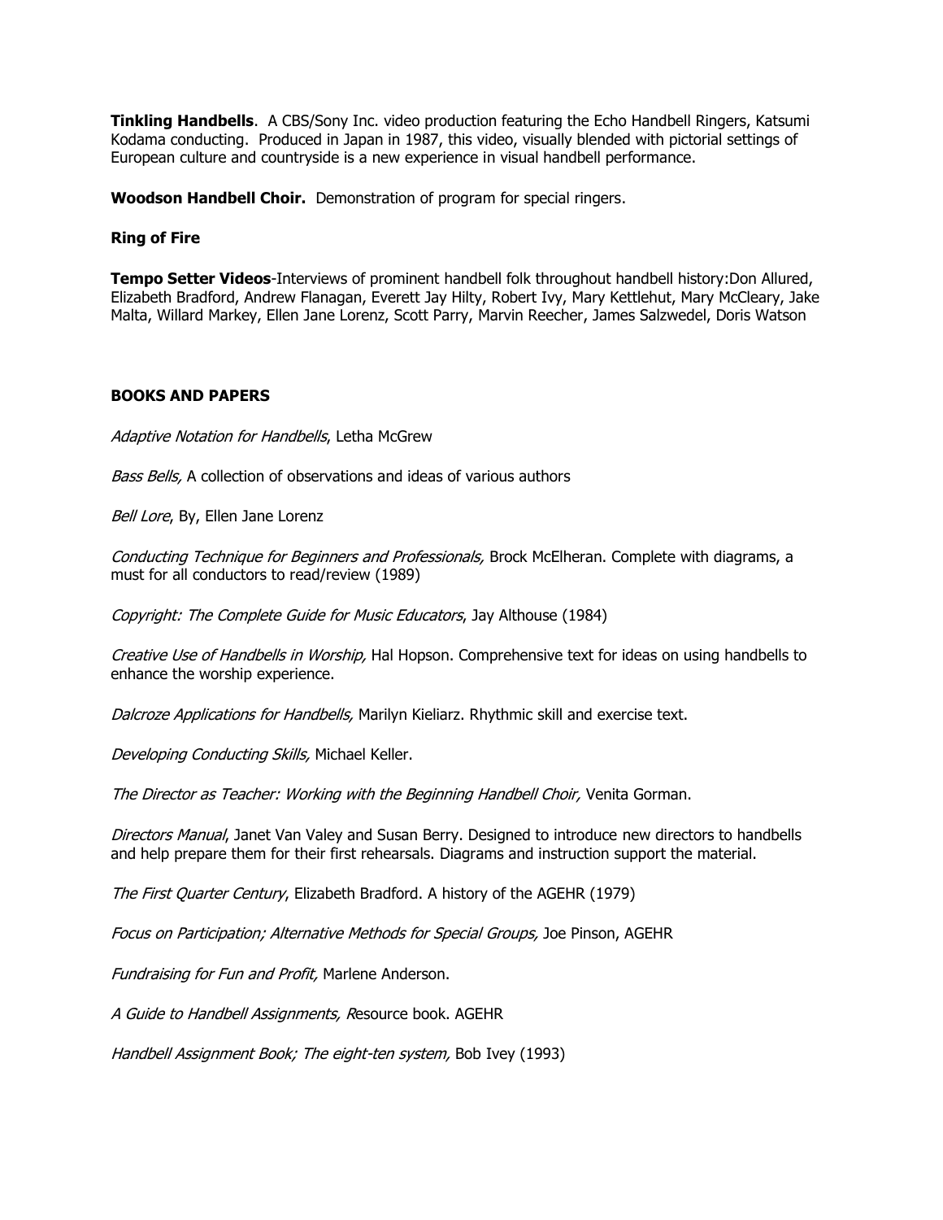**Tinkling Handbells**. A CBS/Sony Inc. video production featuring the Echo Handbell Ringers, Katsumi Kodama conducting. Produced in Japan in 1987, this video, visually blended with pictorial settings of European culture and countryside is a new experience in visual handbell performance.

**Woodson Handbell Choir.** Demonstration of program for special ringers.

**Ring of Fire**

**Tempo Setter Videos**-Interviews of prominent handbell folk throughout handbell history:Don Allured, Elizabeth Bradford, Andrew Flanagan, Everett Jay Hilty, Robert Ivy, Mary Kettlehut, Mary McCleary, Jake Malta, Willard Markey, Ellen Jane Lorenz, Scott Parry, Marvin Reecher, James Salzwedel, Doris Watson

**BOOKS AND PAPERS**

*Adaptive Notation for Handbells*, Letha McGrew

*Bass Bells,* A collection of observations and ideas of various authors

*Bell Lore*, By, Ellen Jane Lorenz

*Conducting Technique for Beginners and Professionals,* Brock McElheran. Complete with diagrams, a must for all conductors to read/review (1989)

*Copyright: The Complete Guide for Music Educators*, Jay Althouse (1984)

*Creative Use of Handbells in Worship,* Hal Hopson. Comprehensive text for ideas on using handbells to enhance the worship experience.

*Dalcroze Applications for Handbells,* Marilyn Kieliarz. Rhythmic skill and exercise text.

*Developing Conducting Skills,* Michael Keller.

*The Director as Teacher: Working with the Beginning Handbell Choir,* Venita Gorman.

*Directors Manual*, Janet Van Valey and Susan Berry. Designed to introduce new directors to handbells and help prepare them for their first rehearsals. Diagrams and instruction support the material.

*The First Quarter Century*, Elizabeth Bradford. A history of the AGEHR (1979)

*Focus on Participation; Alternative Methods for Special Groups,* Joe Pinson, AGEHR

*Fundraising for Fun and Profit,* Marlene Anderson.

*A Guide to Handbell Assignments, R*esource book. AGEHR

*Handbell Assignment Book; The eight-ten system,* Bob Ivey (1993)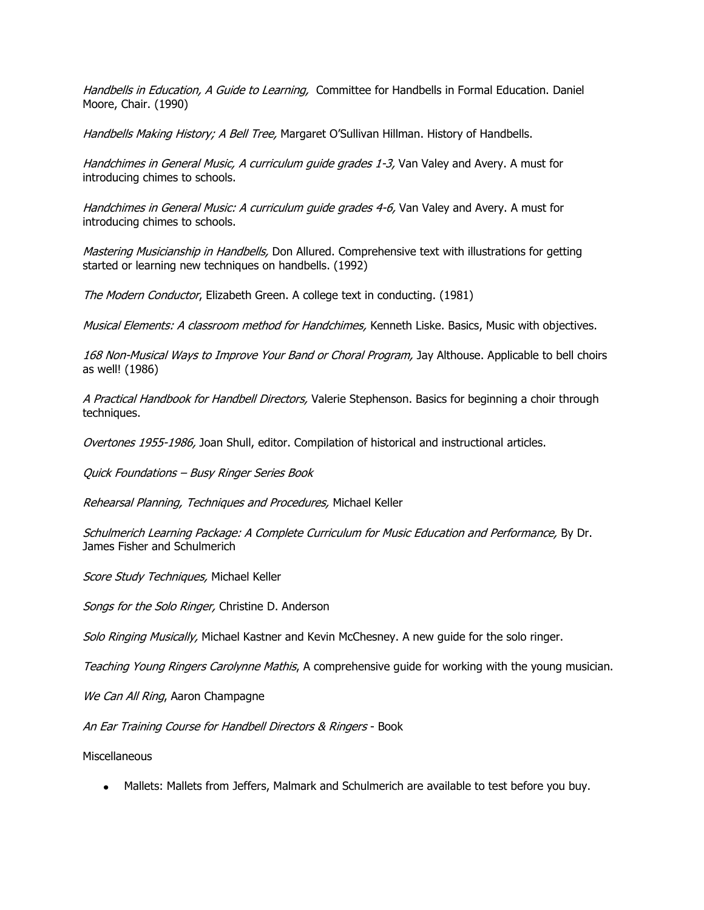*Handbells in Education, A Guide to Learning,* Committee for Handbells in Formal Education. Daniel Moore, Chair. (1990)

*Handbells Making History; A Bell Tree,* Margaret O'Sullivan Hillman. History of Handbells.

*Handchimes in General Music, A curriculum guide grades 1-3,* Van Valey and Avery. A must for introducing chimes to schools.

*Handchimes in General Music: A curriculum guide grades 4-6,* Van Valey and Avery. A must for introducing chimes to schools.

*Mastering Musicianship in Handbells,* Don Allured. Comprehensive text with illustrations for getting started or learning new techniques on handbells. (1992)

*The Modern Conductor*, Elizabeth Green. A college text in conducting. (1981)

*Musical Elements: A classroom method for Handchimes,* Kenneth Liske. Basics, Music with objectives.

*168 Non-Musical Ways to Improve Your Band or Choral Program,* Jay Althouse. Applicable to bell choirs as well! (1986)

*A Practical Handbook for Handbell Directors,* Valerie Stephenson. Basics for beginning a choir through techniques.

*Overtones 1955-1986,* Joan Shull, editor. Compilation of historical and instructional articles.

*Quick Foundations – Busy Ringer Series Book*

*Rehearsal Planning, Techniques and Procedures,* Michael Keller

*Schulmerich Learning Package: A Complete Curriculum for Music Education and Performance,* By Dr. James Fisher and Schulmerich

*Score Study Techniques,* Michael Keller

*Songs for the Solo Ringer,* Christine D. Anderson

*Solo Ringing Musically,* Michael Kastner and Kevin McChesney. A new guide for the solo ringer.

*Teaching Young Ringers Carolynne Mathis*, A comprehensive guide for working with the young musician.

*We Can All Ring*, Aaron Champagne

*An Ear Training Course for Handbell Directors & Ringers* - Book

Miscellaneous

- Mallets: Mallets from Jeffers, Malmark and Schulmerich are available to test before you buy.